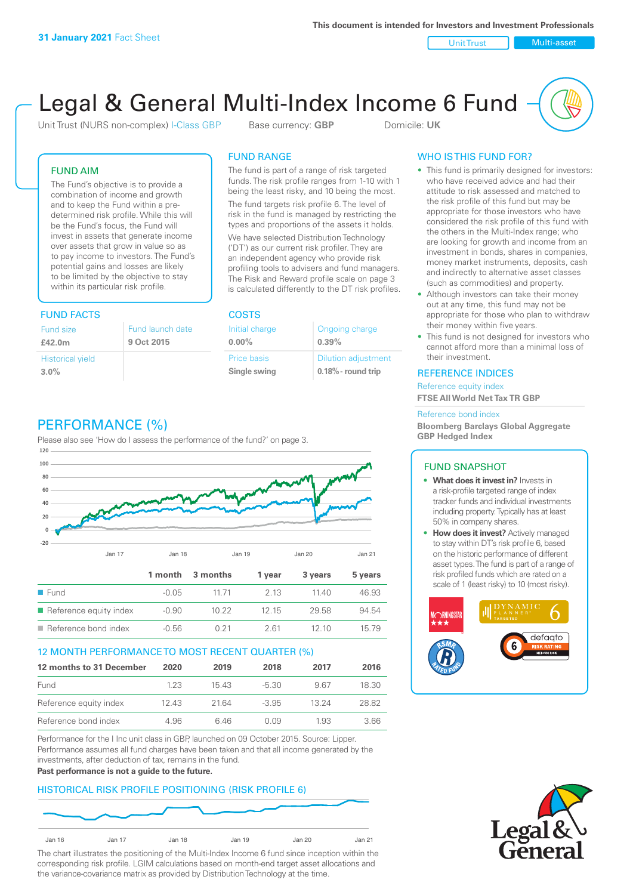**31 January 2021** Fact Sheet

This document is intended for Investors and Investment Professionals

Unit Trust | Multi-asset

# Legal & General Multi-Index Income 6 Fund

Unit Trust (NURS non-complex) I-Class GBP Base currency: **GBP** Domicile: **UK**

## FUND AIM

The Fund's objective is to provide a combination of income and growth and to keep the Fund within a pre-determined risk profile. While this will be the Fund's focus, the Fund will invest in assets that generate income over assets that grow in value so as to pay income to investors. The Fund's potential gains and losses are likely to be limited by the objective to stay within its particular risk profile.

## FUND FACTS

| Fund size | Fund launch date |
|---|---|
| **£42.0m** | **9 Oct 2015** |
| Historical yield | |
| **3.0%** | |

## FUND RANGE

The fund is part of a range of risk targeted funds. The risk profile ranges from 1-10 with 1 being the least risky, and 10 being the most.

The fund targets risk profile 6. The level of risk in the fund is managed by restricting the types and proportions of the assets it holds.

We have selected Distribution Technology ('DT') as our current risk profiler. They are an independent agency who provide risk profiling tools to advisers and fund managers. The Risk and Reward profile scale on page 3 is calculated differently to the DT risk profiles.

## COSTS

| Initial charge | Ongoing charge |
|---|---|
| **0.00%** | **0.39%** |
| Price basis | Dilution adjustment |
| **Single swing** | **0.18%- round trip** |

## WHO IS THIS FUND FOR?

- This fund is primarily designed for investors: who have received advice and had their attitude to risk assessed and matched to the risk profile of this fund but may be appropriate for those investors who have considered the risk profile of this fund with the others in the Multi-Index range; who are looking for growth and income from an investment in bonds, shares in companies, money market instruments, deposits, cash and indirectly to alternative asset classes (such as commodities) and property.
- Although investors can take their money out at any time, this fund may not be appropriate for those who plan to withdraw their money within five years.
- This fund is not designed for investors who cannot afford more than a minimal loss of their investment.

## REFERENCE INDICES

Reference equity index
**FTSE All World Net Tax TR GBP**

Reference bond index
**Bloomberg Barclays Global Aggregate GBP Hedged Index**

## FUND SNAPSHOT

- **What does it invest in?** Invests in a risk-profile targeted range of index tracker funds and individual investments including property. Typically has at least 50% in company shares.
- **How does it invest?** Actively managed to stay within DT's risk profile 6, based on the historic performance of different asset types. The fund is part of a range of risk profiled funds which are rated on a scale of 1 (least risky) to 10 (most risky).

## PERFORMANCE (%)

Please also see 'How do I assess the performance of the fund?' on page 3.

| | 1 month | 3 months | 1 year | 3 years | 5 years |
|---|---|---|---|---|---|
| Fund | -0.05 | 11.71 | 2.13 | 11.40 | 46.93 |
| Reference equity index | -0.90 | 10.22 | 12.15 | 29.58 | 94.54 |
| Reference bond index | -0.56 | 0.21 | 2.61 | 12.10 | 15.79 |

## 12 MONTH PERFORMANCE TO MOST RECENT QUARTER (%)

| 12 months to 31 December | 2020 | 2019 | 2018 | 2017 | 2016 |
|---|---|---|---|---|---|
| Fund | 1.23 | 15.43 | -5.30 | 9.67 | 18.30 |
| Reference equity index | 12.43 | 21.64 | -3.95 | 13.24 | 28.82 |
| Reference bond index | 4.96 | 6.46 | 0.09 | 1.93 | 3.66 |

Performance for the I Inc unit class in GBP, launched on 09 October 2015. Source: Lipper. Performance assumes all fund charges have been taken and that all income generated by the investments, after deduction of tax, remains in the fund.

**Past performance is not a guide to the future.**

## HISTORICAL RISK PROFILE POSITIONING (RISK PROFILE 6)

The chart illustrates the positioning of the Multi-Index Income 6 fund since inception within the corresponding risk profile. LGIM calculations based on month-end target asset allocations and the variance-covariance matrix as provided by Distribution Technology at the time.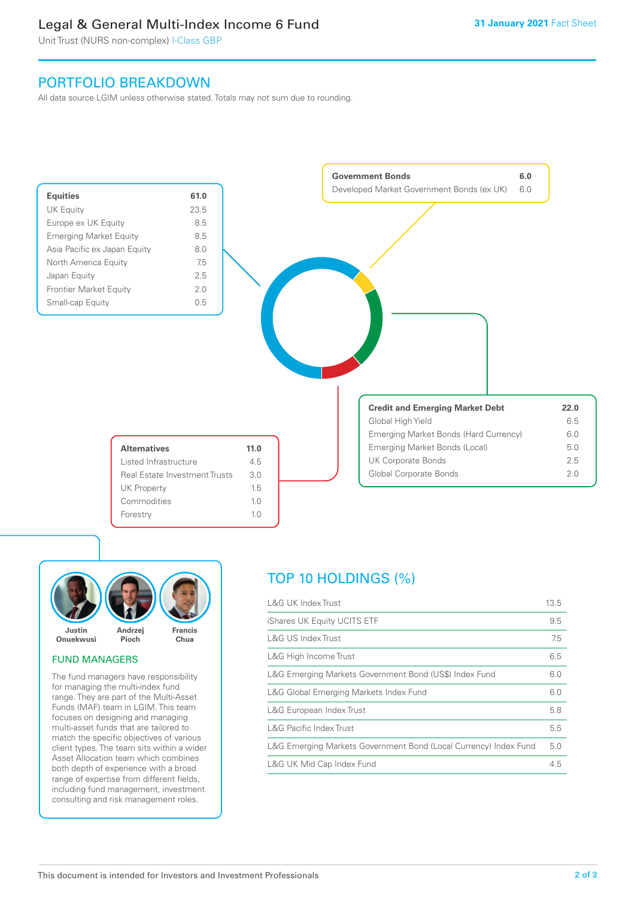# Legal & General Multi-Index Income 6 Fund

Unit Trust (NURS non-complex) I-Class GBP

**31 January 2021** Fact Sheet

## PORTFOLIO BREAKDOWN

All data source LGIM unless otherwise stated. Totals may not sum due to rounding.

| **Equities** | **61.0** |
|---|---|
| UK Equity | 23.5 |
| Europe ex UK Equity | 8.5 |
| Emerging Market Equity | 8.5 |
| Asia Pacific ex Japan Equity | 8.0 |
| North America Equity | 7.5 |
| Japan Equity | 2.5 |
| Frontier Market Equity | 2.0 |
| Small-cap Equity | 0.5 |

| **Government Bonds** | **6.0** |
|---|---|
| Developed Market Government Bonds (ex UK) | 6.0 |

| **Credit and Emerging Market Debt** | **22.0** |
|---|---|
| Global High Yield | 6.5 |
| Emerging Market Bonds (Hard Currency) | 6.0 |
| Emerging Market Bonds (Local) | 5.0 |
| UK Corporate Bonds | 2.5 |
| Global Corporate Bonds | 2.0 |

| **Alternatives** | **11.0** |
|---|---|
| Listed Infrastructure | 4.5 |
| Real Estate Investment Trusts | 3.0 |
| UK Property | 1.5 |
| Commodities | 1.0 |
| Forestry | 1.0 |

Justin Onuekwusi | Andrzej Pioch | Francis Chua

## FUND MANAGERS

The fund managers have responsibility for managing the multi-index fund range. They are part of the Multi-Asset Funds (MAF) team in LGIM. This team focuses on designing and managing multi-asset funds that are tailored to match the specific objectives of various client types. The team sits within a wider Asset Allocation team which combines both depth of experience with a broad range of expertise from different fields, including fund management, investment consulting and risk management roles.

## TOP 10 HOLDINGS (%)

| Holding | % |
|---|---|
| L&G UK Index Trust | 13.5 |
| iShares UK Equity UCITS ETF | 9.5 |
| L&G US Index Trust | 7.5 |
| L&G High Income Trust | 6.5 |
| L&G Emerging Markets Government Bond (US$) Index Fund | 6.0 |
| L&G Global Emerging Markets Index Fund | 6.0 |
| L&G European Index Trust | 5.8 |
| L&G Pacific Index Trust | 5.5 |
| L&G Emerging Markets Government Bond (Local Currency) Index Fund | 5.0 |
| L&G UK Mid Cap Index Fund | 4.5 |

This document is intended for Investors and Investment Professionals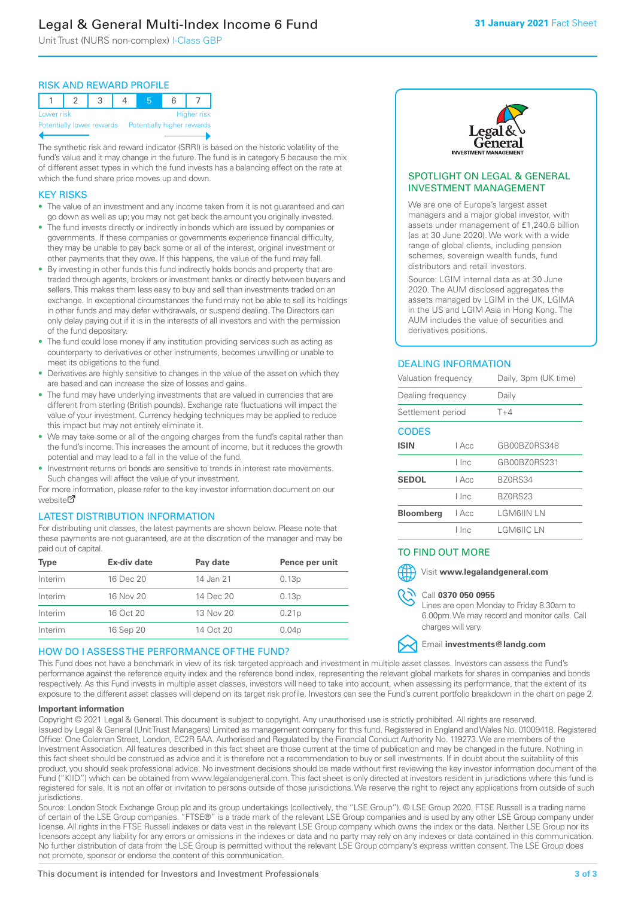# Legal & General Multi-Index Income 6 Fund

Unit Trust (NURS non-complex) I-Class GBP

**31 January 2021** Fact Sheet

## RISK AND REWARD PROFILE

| 1 | 2 | 3 | 4 | 5 | 6 | 7 |
|---|---|---|---|---|---|---|

Lower risk — Higher risk

Potentially lower rewards — Potentially higher rewards

The synthetic risk and reward indicator (SRRI) is based on the historic volatility of the fund's value and it may change in the future. The fund is in category 5 because the mix of different asset types in which the fund invests has a balancing effect on the rate at which the fund share price moves up and down.

## KEY RISKS

- The value of an investment and any income taken from it is not guaranteed and can go down as well as up; you may not get back the amount you originally invested.
- The fund invests directly or indirectly in bonds which are issued by companies or governments. If these companies or governments experience financial difficulty, they may be unable to pay back some or all of the interest, original investment or other payments that they owe. If this happens, the value of the fund may fall.
- By investing in other funds this fund indirectly holds bonds and property that are traded through agents, brokers or investment banks or directly between buyers and sellers. This makes them less easy to buy and sell than investments traded on an exchange. In exceptional circumstances the fund may not be able to sell its holdings in other funds and may defer withdrawals, or suspend dealing. The Directors can only delay paying out if it is in the interests of all investors and with the permission of the fund depositary.
- The fund could lose money if any institution providing services such as acting as counterparty to derivatives or other instruments, becomes unwilling or unable to meet its obligations to the fund.
- Derivatives are highly sensitive to changes in the value of the asset on which they are based and can increase the size of losses and gains.
- The fund may have underlying investments that are valued in currencies that are different from sterling (British pounds). Exchange rate fluctuations will impact the value of your investment. Currency hedging techniques may be applied to reduce this impact but may not entirely eliminate it.
- We may take some or all of the ongoing charges from the fund's capital rather than the fund's income. This increases the amount of income, but it reduces the growth potential and may lead to a fall in the value of the fund.
- Investment returns on bonds are sensitive to trends in interest rate movements. Such changes will affect the value of your investment.

For more information, please refer to the key investor information document on our website

## LATEST DISTRIBUTION INFORMATION

For distributing unit classes, the latest payments are shown below. Please note that these payments are not guaranteed, are at the discretion of the manager and may be paid out of capital.

| Type | Ex-div date | Pay date | Pence per unit |
|---|---|---|---|
| Interim | 16 Dec 20 | 14 Jan 21 | 0.13p |
| Interim | 16 Nov 20 | 14 Dec 20 | 0.13p |
| Interim | 16 Oct 20 | 13 Nov 20 | 0.21p |
| Interim | 16 Sep 20 | 14 Oct 20 | 0.04p |

## SPOTLIGHT ON LEGAL & GENERAL INVESTMENT MANAGEMENT

We are one of Europe's largest asset managers and a major global investor, with assets under management of £1,240.6 billion (as at 30 June 2020). We work with a wide range of global clients, including pension schemes, sovereign wealth funds, fund distributors and retail investors.

Source: LGIM internal data as at 30 June 2020. The AUM disclosed aggregates the assets managed by LGIM in the UK, LGIMA in the US and LGIM Asia in Hong Kong. The AUM includes the value of securities and derivatives positions.

## DEALING INFORMATION

| | |
|---|---|
| Valuation frequency | Daily, 3pm (UK time) |
| Dealing frequency | Daily |
| Settlement period | T+4 |

## CODES

| | | |
|---|---|---|
| **ISIN** | I Acc | GB00BZ0RS348 |
| | I Inc | GB00BZ0RS231 |
| **SEDOL** | I Acc | BZ0RS34 |
| | I Inc | BZ0RS23 |
| **Bloomberg** | I Acc | LGM6IIN LN |
| | I Inc | LGM6IIC LN |

## TO FIND OUT MORE

Visit **www.legalandgeneral.com**

Call **0370 050 0955**
Lines are open Monday to Friday 8.30am to 6.00pm. We may record and monitor calls. Call charges will vary.

Email **investments@landg.com**

## HOW DO I ASSESS THE PERFORMANCE OF THE FUND?

This Fund does not have a benchmark in view of its risk targeted approach and investment in multiple asset classes. Investors can assess the Fund's performance against the reference equity index and the reference bond index, representing the relevant global markets for shares in companies and bonds respectively. As this Fund invests in multiple asset classes, investors will need to take into account, when assessing its performance, that the extent of its exposure to the different asset classes will depend on its target risk profile. Investors can see the Fund's current portfolio breakdown in the chart on page 2.

#### Important information

Copyright © 2021 Legal & General. This document is subject to copyright. Any unauthorised use is strictly prohibited. All rights are reserved. Issued by Legal & General (Unit Trust Managers) Limited as management company for this fund. Registered in England and Wales No. 01009418. Registered Office: One Coleman Street, London, EC2R 5AA. Authorised and Regulated by the Financial Conduct Authority No. 119273. We are members of the Investment Association. All features described in this fact sheet are those current at the time of publication and may be changed in the future. Nothing in this fact sheet should be construed as advice and it is therefore not a recommendation to buy or sell investments. If in doubt about the suitability of this product, you should seek professional advice. No investment decisions should be made without first reviewing the key investor information document of the Fund ("KIID") which can be obtained from www.legalandgeneral.com. This fact sheet is only directed at investors resident in jurisdictions where this fund is registered for sale. It is not an offer or invitation to persons outside of those jurisdictions. We reserve the right to reject any applications from outside of such jurisdictions.

Source: London Stock Exchange Group plc and its group undertakings (collectively, the "LSE Group"). © LSE Group 2020. FTSE Russell is a trading name of certain of the LSE Group companies. "FTSE®" is a trade mark of the relevant LSE Group companies and is used by any other LSE Group company under license. All rights in the FTSE Russell indexes or data vest in the relevant LSE Group company which owns the index or the data. Neither LSE Group nor its licensors accept any liability for any errors or omissions in the indexes or data and no party may rely on any indexes or data contained in this communication. No further distribution of data from the LSE Group is permitted without the relevant LSE Group company's express written consent. The LSE Group does not promote, sponsor or endorse the content of this communication.

This document is intended for Investors and Investment Professionals